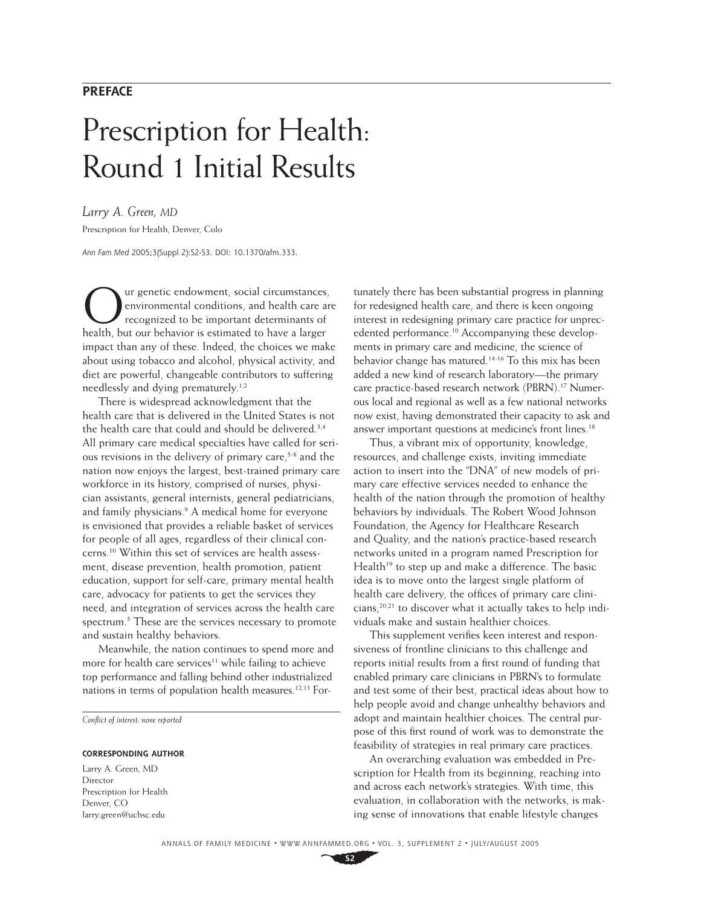**PREFACE**

# Prescription for Health: Round 1 Initial Results

*Larry A. Green, MD*

Prescription for Health, Denver, Colo

*Ann Fam Med* 2005;3(Suppl 2):S2-S3. DOI: 10.1370/afm.333.

Our genetic endowment, social circumstances, environmental conditions, and health care are recognized to be important determinants of health, but our behavior is estimated to have a larger impact than any of these. Indeed, the choices we make about using tobacco and alcohol, physical activity, and diet are powerful, changeable contributors to suffering needlessly and dying prematurely.[1,2]

There is widespread acknowledgment that the health care that is delivered in the United States is not the health care that could and should be delivered.[3,4] All primary care medical specialties have called for serious revisions in the delivery of primary care,[5-8] and the nation now enjoys the largest, best-trained primary care workforce in its history, comprised of nurses, physician assistants, general internists, general pediatricians, and family physicians.[9] A medical home for everyone is envisioned that provides a reliable basket of services for people of all ages, regardless of their clinical concerns.[10] Within this set of services are health assessment, disease prevention, health promotion, patient education, support for self-care, primary mental health care, advocacy for patients to get the services they need, and integration of services across the health care spectrum.[5] These are the services necessary to promote and sustain healthy behaviors.

Meanwhile, the nation continues to spend more and more for health care services[11] while failing to achieve top performance and falling behind other industrialized nations in terms of population health measures.[12,13] Fortunately there has been substantial progress in planning for redesigned health care, and there is keen ongoing interest in redesigning primary care practice for unprecedented performance.[10] Accompanying these developments in primary care and medicine, the science of behavior change has matured.[14-16] To this mix has been added a new kind of research laboratory—the primary care practice-based research network (PBRN).[17] Numerous local and regional as well as a few national networks now exist, having demonstrated their capacity to ask and answer important questions at medicine's front lines.[18]

Thus, a vibrant mix of opportunity, knowledge, resources, and challenge exists, inviting immediate action to insert into the "DNA" of new models of primary care effective services needed to enhance the health of the nation through the promotion of healthy behaviors by individuals. The Robert Wood Johnson Foundation, the Agency for Healthcare Research and Quality, and the nation's practice-based research networks united in a program named Prescription for Health[19] to step up and make a difference. The basic idea is to move onto the largest single platform of health care delivery, the offices of primary care clinicians,[20,21] to discover what it actually takes to help individuals make and sustain healthier choices.

This supplement verifies keen interest and responsiveness of frontline clinicians to this challenge and reports initial results from a first round of funding that enabled primary care clinicians in PBRN's to formulate and test some of their best, practical ideas about how to help people avoid and change unhealthy behaviors and adopt and maintain healthier choices. The central purpose of this first round of work was to demonstrate the feasibility of strategies in real primary care practices.

An overarching evaluation was embedded in Prescription for Health from its beginning, reaching into and across each network's strategies. With time, this evaluation, in collaboration with the networks, is making sense of innovations that enable lifestyle changes

*Conflict of interest: none reported*

**CORRESPONDING AUTHOR**

Larry A. Green, MD
Director
Prescription for Health
Denver, CO
larry.green@uchsc.edu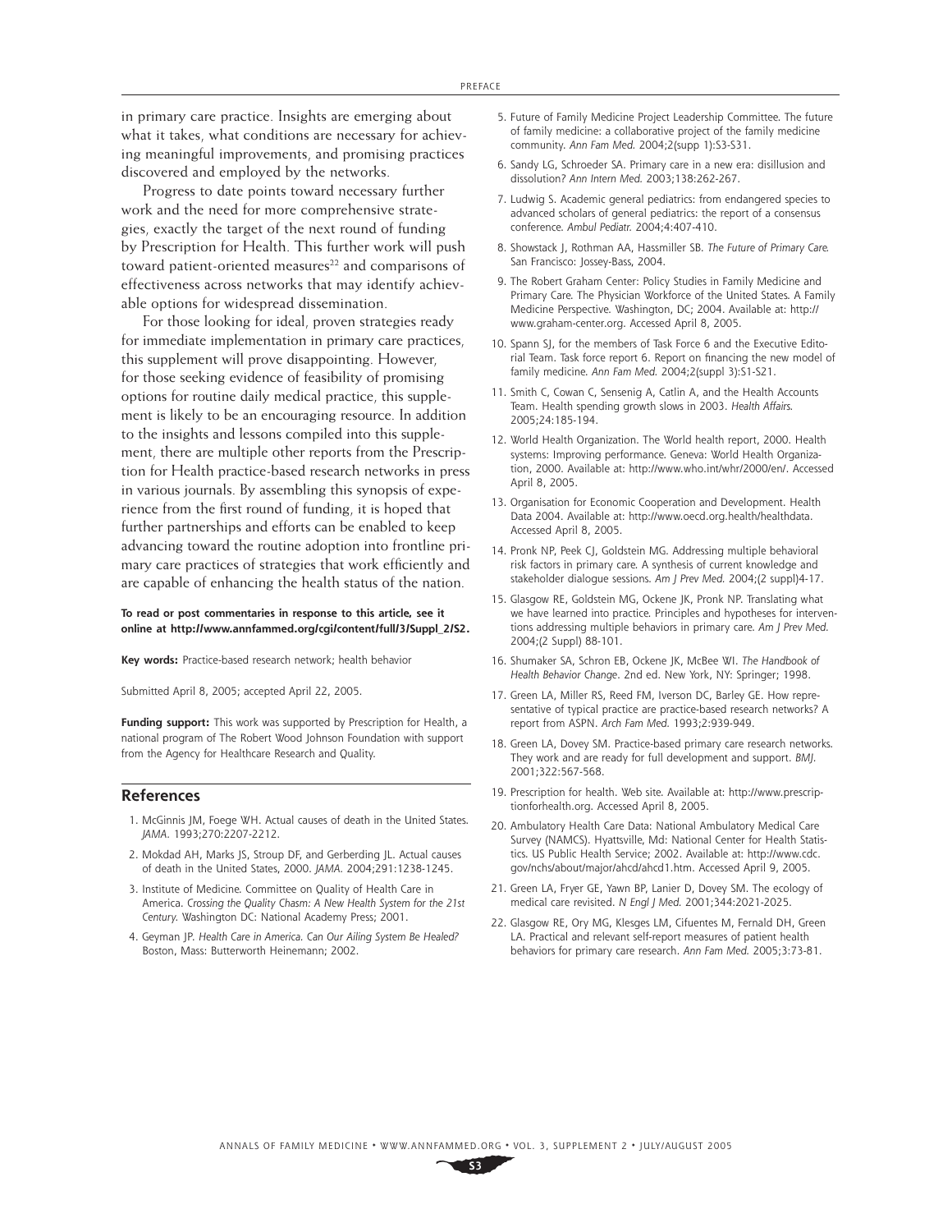in primary care practice. Insights are emerging about what it takes, what conditions are necessary for achieving meaningful improvements, and promising practices discovered and employed by the networks.

Progress to date points toward necessary further work and the need for more comprehensive strategies, exactly the target of the next round of funding by Prescription for Health. This further work will push toward patient-oriented measures[22] and comparisons of effectiveness across networks that may identify achievable options for widespread dissemination.

For those looking for ideal, proven strategies ready for immediate implementation in primary care practices, this supplement will prove disappointing. However, for those seeking evidence of feasibility of promising options for routine daily medical practice, this supplement is likely to be an encouraging resource. In addition to the insights and lessons compiled into this supplement, there are multiple other reports from the Prescription for Health practice-based research networks in press in various journals. By assembling this synopsis of experience from the first round of funding, it is hoped that further partnerships and efforts can be enabled to keep advancing toward the routine adoption into frontline primary care practices of strategies that work efficiently and are capable of enhancing the health status of the nation.

**To read or post commentaries in response to this article, see it online at http://www.annfammed.org/cgi/content/full/3/Suppl_2/S2.**

**Key words:** Practice-based research network; health behavior

Submitted April 8, 2005; accepted April 22, 2005.

**Funding support:** This work was supported by Prescription for Health, a national program of The Robert Wood Johnson Foundation with support from the Agency for Healthcare Research and Quality.

## References

1. McGinnis JM, Foege WH. Actual causes of death in the United States. *JAMA.* 1993;270:2207-2212.
2. Mokdad AH, Marks JS, Stroup DF, and Gerberding JL. Actual causes of death in the United States, 2000. *JAMA.* 2004;291:1238-1245.
3. Institute of Medicine. Committee on Quality of Health Care in America. *Crossing the Quality Chasm: A New Health System for the 21st Century.* Washington DC: National Academy Press; 2001.
4. Geyman JP. *Health Care in America. Can Our Ailing System Be Healed?* Boston, Mass: Butterworth Heinemann; 2002.
5. Future of Family Medicine Project Leadership Committee. The future of family medicine: a collaborative project of the family medicine community. *Ann Fam Med.* 2004;2(supp 1):S3-S31.
6. Sandy LG, Schroeder SA. Primary care in a new era: disillusion and dissolution? *Ann Intern Med.* 2003;138:262-267.
7. Ludwig S. Academic general pediatrics: from endangered species to advanced scholars of general pediatrics: the report of a consensus conference. *Ambul Pediatr.* 2004;4:407-410.
8. Showstack J, Rothman AA, Hassmiller SB. *The Future of Primary Care.* San Francisco: Jossey-Bass, 2004.
9. The Robert Graham Center: Policy Studies in Family Medicine and Primary Care. The Physician Workforce of the United States. A Family Medicine Perspective. Washington, DC; 2004. Available at: http://www.graham-center.org. Accessed April 8, 2005.
10. Spann SJ, for the members of Task Force 6 and the Executive Editorial Team. Task force report 6. Report on financing the new model of family medicine. *Ann Fam Med.* 2004;2(suppl 3):S1-S21.
11. Smith C, Cowan C, Sensenig A, Catlin A, and the Health Accounts Team. Health spending growth slows in 2003. *Health Affairs.* 2005;24:185-194.
12. World Health Organization. The World health report, 2000. Health systems: Improving performance. Geneva: World Health Organization, 2000. Available at: http://www.who.int/whr/2000/en/. Accessed April 8, 2005.
13. Organisation for Economic Cooperation and Development. Health Data 2004. Available at: http://www.oecd.org.health/healthdata. Accessed April 8, 2005.
14. Pronk NP, Peek CJ, Goldstein MG. Addressing multiple behavioral risk factors in primary care. A synthesis of current knowledge and stakeholder dialogue sessions. *Am J Prev Med.* 2004;(2 suppl)4-17.
15. Glasgow RE, Goldstein MG, Ockene JK, Pronk NP. Translating what we have learned into practice. Principles and hypotheses for interventions addressing multiple behaviors in primary care. *Am J Prev Med.* 2004;(2 Suppl) 88-101.
16. Shumaker SA, Schron EB, Ockene JK, McBee WI. *The Handbook of Health Behavior Change*. 2nd ed. New York, NY: Springer; 1998.
17. Green LA, Miller RS, Reed FM, Iverson DC, Barley GE. How representative of typical practice are practice-based research networks? A report from ASPN. *Arch Fam Med.* 1993;2:939-949.
18. Green LA, Dovey SM. Practice-based primary care research networks. They work and are ready for full development and support. *BMJ.* 2001;322:567-568.
19. Prescription for health. Web site. Available at: http://www.prescriptionforhealth.org. Accessed April 8, 2005.
20. Ambulatory Health Care Data: National Ambulatory Medical Care Survey (NAMCS). Hyattsville, Md: National Center for Health Statistics. US Public Health Service; 2002. Available at: http://www.cdc.gov/nchs/about/major/ahcd/ahcd1.htm. Accessed April 9, 2005.
21. Green LA, Fryer GE, Yawn BP, Lanier D, Dovey SM. The ecology of medical care revisited. *N Engl J Med.* 2001;344:2021-2025.
22. Glasgow RE, Ory MG, Klesges LM, Cifuentes M, Fernald DH, Green LA. Practical and relevant self-report measures of patient health behaviors for primary care research. *Ann Fam Med.* 2005;3:73-81.